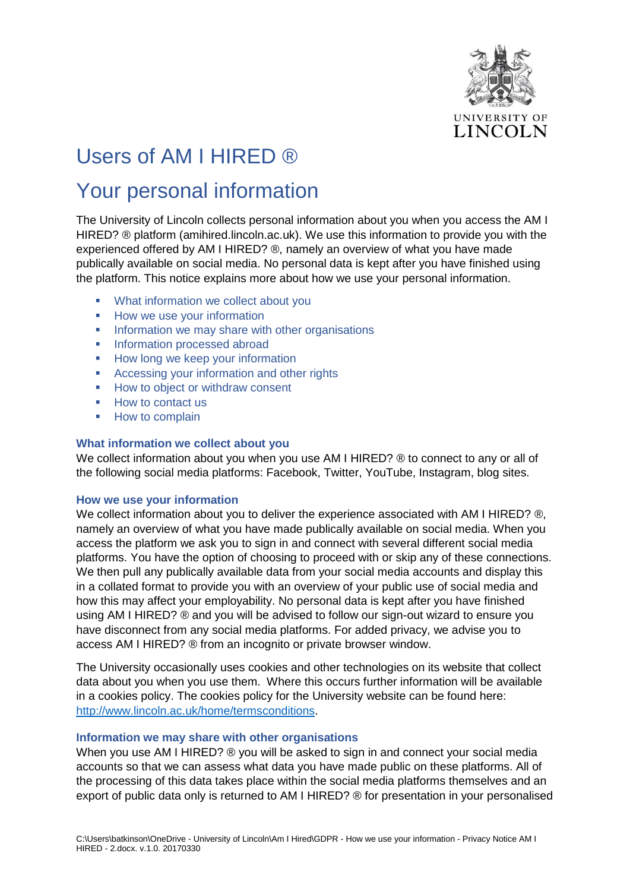# Users of AM I HIRED ®

# Your personal information

The University of Lincoln collects personal information about you when you access the AM I HIRED? ® platform (amihired.lincoln.ac.uk). We use this information to provide you with the experienced offered by AM I HIRED? ®, namely an overview of what you have made publically available on social media. No personal data is kept after you have finished using the platform. This notice explains more about how we use your personal information.

- What information we collect about you
- How we use your information
- Information we may share with other organisations
- Information processed abroad
- How long we keep your information
- Accessing your information and other rights
- How to object or withdraw consent
- How to contact us
- How to complain

### What information we collect about you

We collect information about you when you use AM I HIRED? ® to connect to any or all of the following social media platforms: Facebook, Twitter, YouTube, Instagram, blog sites.

### How we use your information

We collect information about you to deliver the experience associated with AM I HIRED? ®, namely an overview of what you have made publically available on social media. When you access the platform we ask you to sign in and connect with several different social media platforms. You have the option of choosing to proceed with or skip any of these connections. We then pull any publically available data from your social media accounts and display this in a collated format to provide you with an overview of your public use of social media and how this may affect your employability. No personal data is kept after you have finished using AM I HIRED? ® and you will be advised to follow our sign-out wizard to ensure you have disconnect from any social media platforms. For added privacy, we advise you to access AM I HIRED? ® from an incognito or private browser window.

The University occasionally uses cookies and other technologies on its website that collect data about you when you use them. Where this occurs further information will be available in a cookies policy. The cookies policy for the University website can be found here: http://www.lincoln.ac.uk/home/termsconditions.

### Information we may share with other organisations

When you use AM I HIRED? ® you will be asked to sign in and connect your social media accounts so that we can assess what data you have made public on these platforms. All of the processing of this data takes place within the social media platforms themselves and an export of public data only is returned to AM I HIRED? ® for presentation in your personalised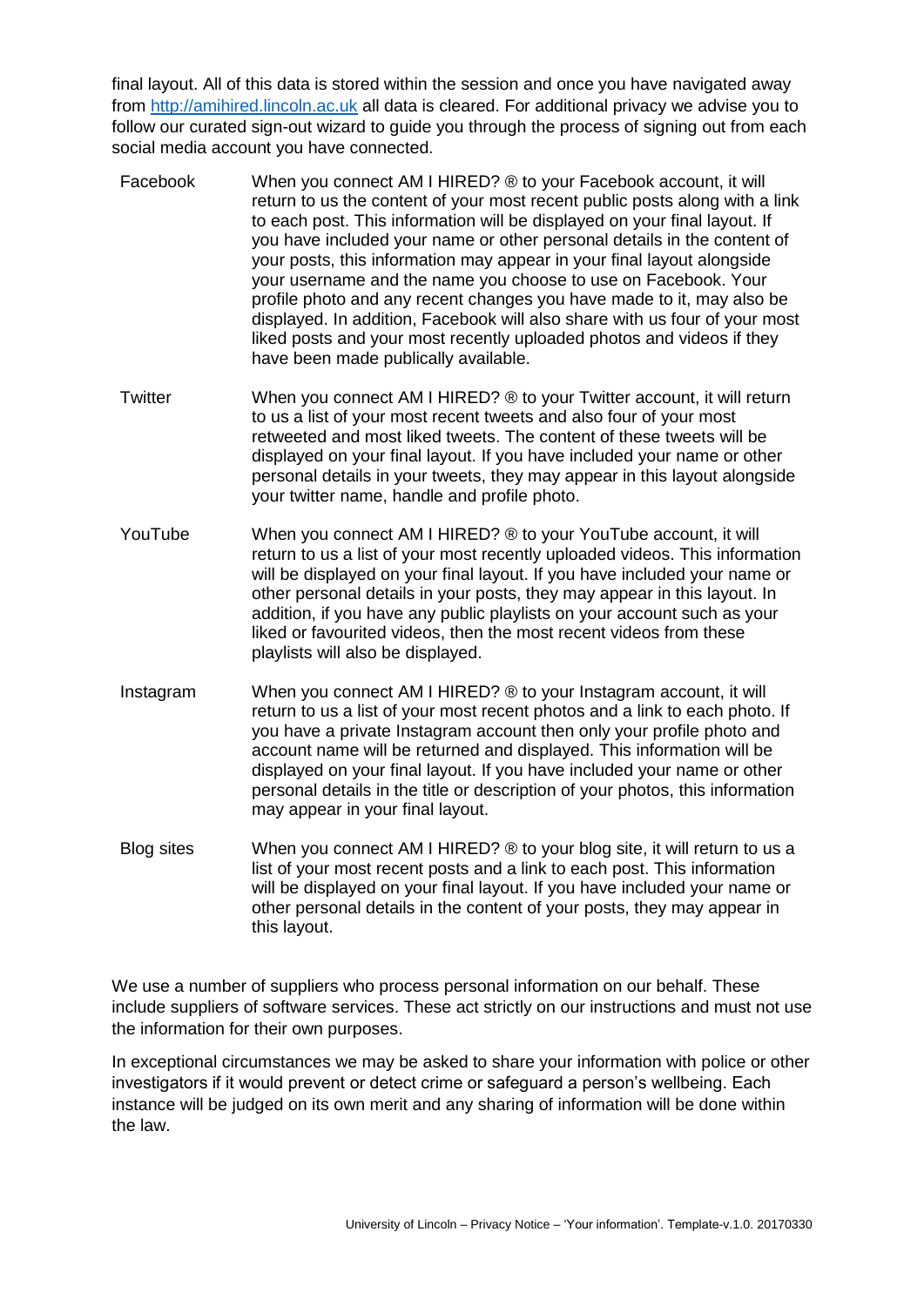final layout. All of this data is stored within the session and once you have navigated away from [http://amihired.lincoln.ac.uk](http://amihired.lincoln.ac.uk) all data is cleared. For additional privacy we advise you to follow our curated sign-out wizard to guide you through the process of signing out from each social media account you have connected.

| | |
|---|---|
| Facebook | When you connect AM I HIRED? ® to your Facebook account, it will return to us the content of your most recent public posts along with a link to each post. This information will be displayed on your final layout. If you have included your name or other personal details in the content of your posts, this information may appear in your final layout alongside your username and the name you choose to use on Facebook. Your profile photo and any recent changes you have made to it, may also be displayed. In addition, Facebook will also share with us four of your most liked posts and your most recently uploaded photos and videos if they have been made publically available. |
| Twitter | When you connect AM I HIRED? ® to your Twitter account, it will return to us a list of your most recent tweets and also four of your most retweeted and most liked tweets. The content of these tweets will be displayed on your final layout. If you have included your name or other personal details in your tweets, they may appear in this layout alongside your twitter name, handle and profile photo. |
| YouTube | When you connect AM I HIRED? ® to your YouTube account, it will return to us a list of your most recently uploaded videos. This information will be displayed on your final layout. If you have included your name or other personal details in your posts, they may appear in this layout. In addition, if you have any public playlists on your account such as your liked or favourited videos, then the most recent videos from these playlists will also be displayed. |
| Instagram | When you connect AM I HIRED? ® to your Instagram account, it will return to us a list of your most recent photos and a link to each photo. If you have a private Instagram account then only your profile photo and account name will be returned and displayed. This information will be displayed on your final layout. If you have included your name or other personal details in the title or description of your photos, this information may appear in your final layout. |
| Blog sites | When you connect AM I HIRED? ® to your blog site, it will return to us a list of your most recent posts and a link to each post. This information will be displayed on your final layout. If you have included your name or other personal details in the content of your posts, they may appear in this layout. |

We use a number of suppliers who process personal information on our behalf. These include suppliers of software services. These act strictly on our instructions and must not use the information for their own purposes.

In exceptional circumstances we may be asked to share your information with police or other investigators if it would prevent or detect crime or safeguard a person's wellbeing. Each instance will be judged on its own merit and any sharing of information will be done within the law.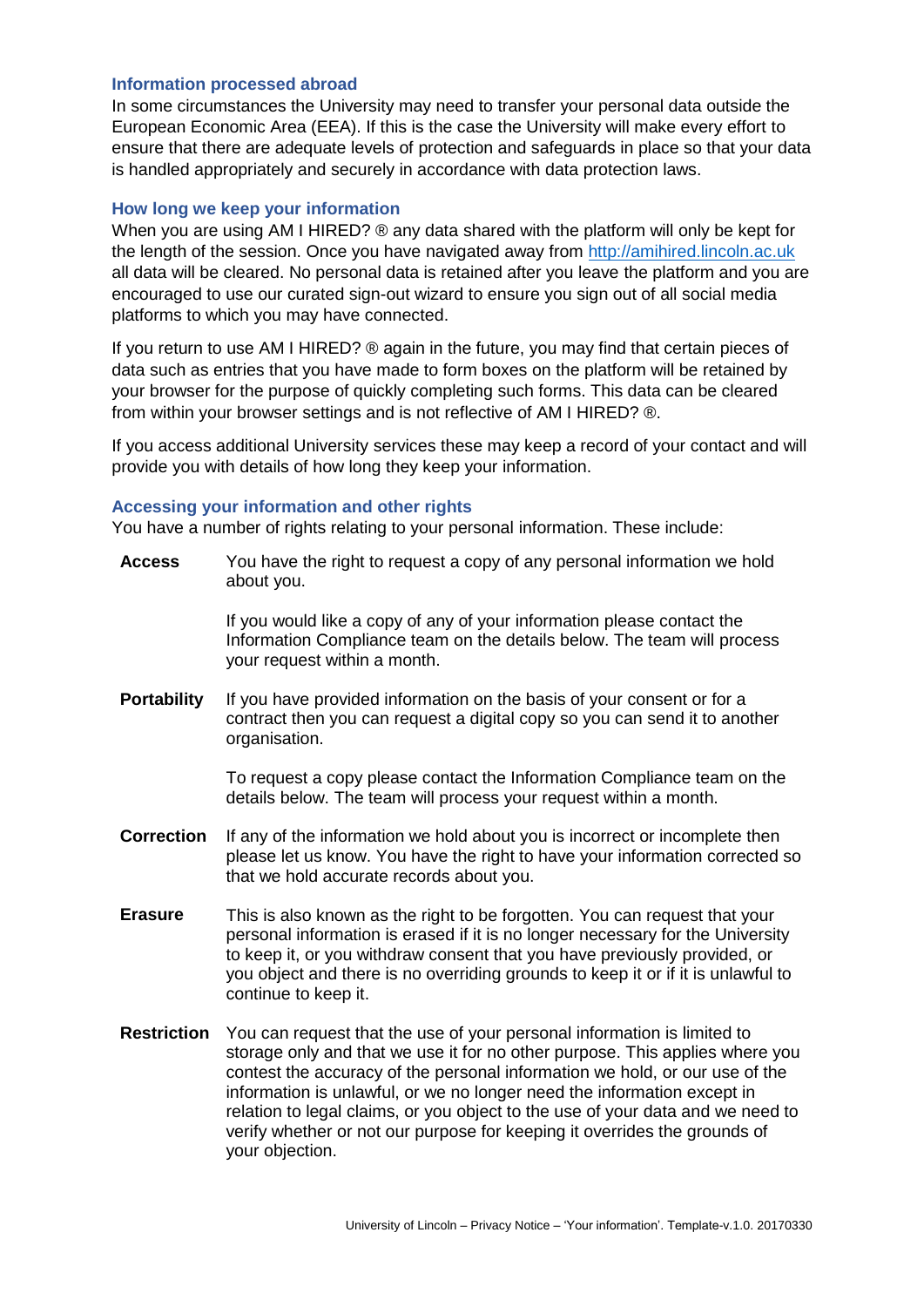### Information processed abroad

In some circumstances the University may need to transfer your personal data outside the European Economic Area (EEA). If this is the case the University will make every effort to ensure that there are adequate levels of protection and safeguards in place so that your data is handled appropriately and securely in accordance with data protection laws.

### How long we keep your information

When you are using AM I HIRED? ® any data shared with the platform will only be kept for the length of the session. Once you have navigated away from [http://amihired.lincoln.ac.uk](http://amihired.lincoln.ac.uk) all data will be cleared. No personal data is retained after you leave the platform and you are encouraged to use our curated sign-out wizard to ensure you sign out of all social media platforms to which you may have connected.

If you return to use AM I HIRED? ® again in the future, you may find that certain pieces of data such as entries that you have made to form boxes on the platform will be retained by your browser for the purpose of quickly completing such forms. This data can be cleared from within your browser settings and is not reflective of AM I HIRED? ®.

If you access additional University services these may keep a record of your contact and will provide you with details of how long they keep your information.

### Accessing your information and other rights

You have a number of rights relating to your personal information. These include:

**Access** You have the right to request a copy of any personal information we hold about you.

If you would like a copy of any of your information please contact the Information Compliance team on the details below. The team will process your request within a month.

**Portability** If you have provided information on the basis of your consent or for a contract then you can request a digital copy so you can send it to another organisation.

To request a copy please contact the Information Compliance team on the details below. The team will process your request within a month.

**Correction** If any of the information we hold about you is incorrect or incomplete then please let us know. You have the right to have your information corrected so that we hold accurate records about you.

**Erasure** This is also known as the right to be forgotten. You can request that your personal information is erased if it is no longer necessary for the University to keep it, or you withdraw consent that you have previously provided, or you object and there is no overriding grounds to keep it or if it is unlawful to continue to keep it.

**Restriction** You can request that the use of your personal information is limited to storage only and that we use it for no other purpose. This applies where you contest the accuracy of the personal information we hold, or our use of the information is unlawful, or we no longer need the information except in relation to legal claims, or you object to the use of your data and we need to verify whether or not our purpose for keeping it overrides the grounds of your objection.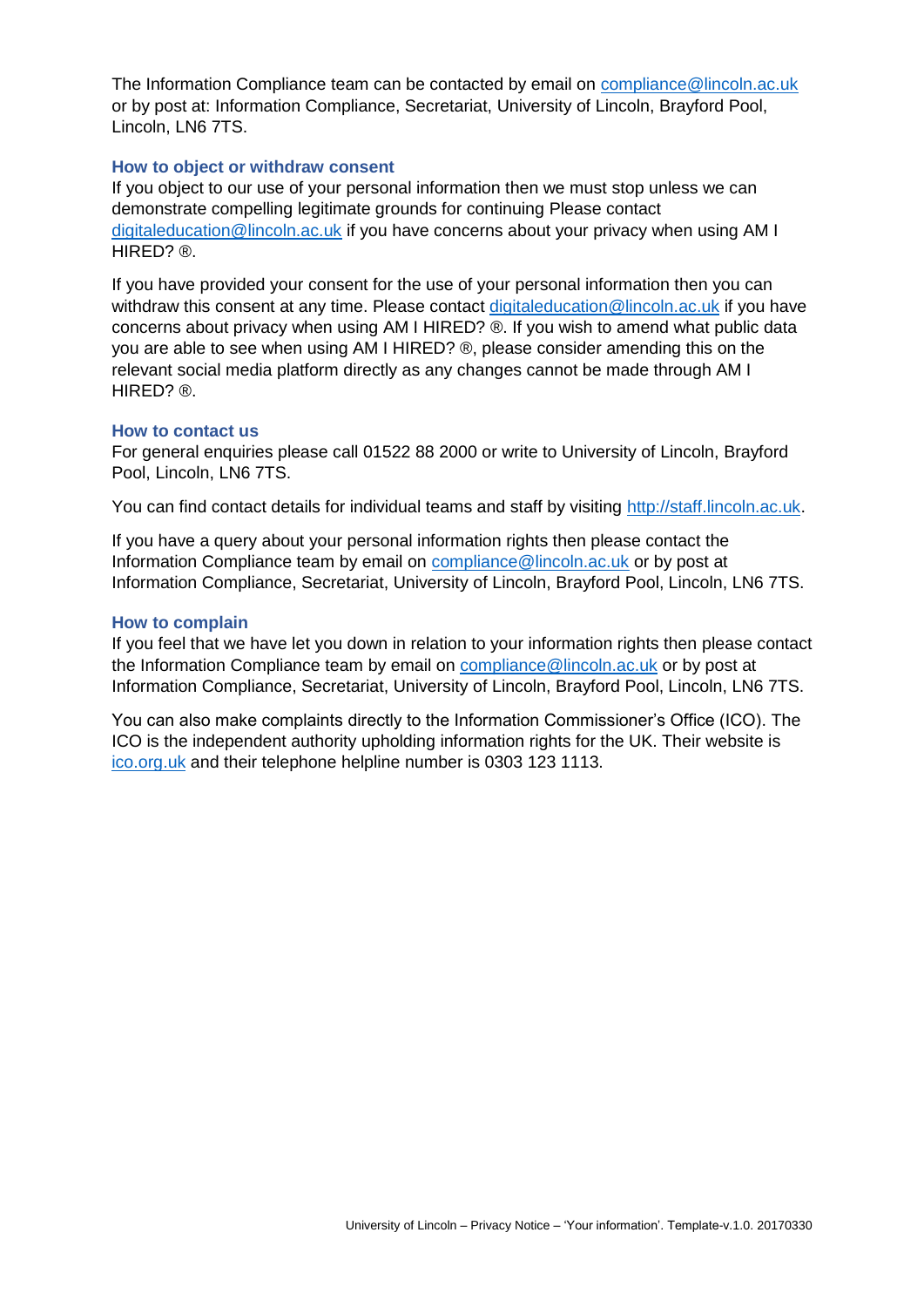The Information Compliance team can be contacted by email on compliance@lincoln.ac.uk or by post at: Information Compliance, Secretariat, University of Lincoln, Brayford Pool, Lincoln, LN6 7TS.

### How to object or withdraw consent

If you object to our use of your personal information then we must stop unless we can demonstrate compelling legitimate grounds for continuing Please contact digitaleducation@lincoln.ac.uk if you have concerns about your privacy when using AM I HIRED? ®.

If you have provided your consent for the use of your personal information then you can withdraw this consent at any time. Please contact digitaleducation@lincoln.ac.uk if you have concerns about privacy when using AM I HIRED? ®. If you wish to amend what public data you are able to see when using AM I HIRED? ®, please consider amending this on the relevant social media platform directly as any changes cannot be made through AM I HIRED? ®.

### How to contact us

For general enquiries please call 01522 88 2000 or write to University of Lincoln, Brayford Pool, Lincoln, LN6 7TS.

You can find contact details for individual teams and staff by visiting http://staff.lincoln.ac.uk.

If you have a query about your personal information rights then please contact the Information Compliance team by email on compliance@lincoln.ac.uk or by post at Information Compliance, Secretariat, University of Lincoln, Brayford Pool, Lincoln, LN6 7TS.

### How to complain

If you feel that we have let you down in relation to your information rights then please contact the Information Compliance team by email on compliance@lincoln.ac.uk or by post at Information Compliance, Secretariat, University of Lincoln, Brayford Pool, Lincoln, LN6 7TS.

You can also make complaints directly to the Information Commissioner's Office (ICO). The ICO is the independent authority upholding information rights for the UK. Their website is ico.org.uk and their telephone helpline number is 0303 123 1113.